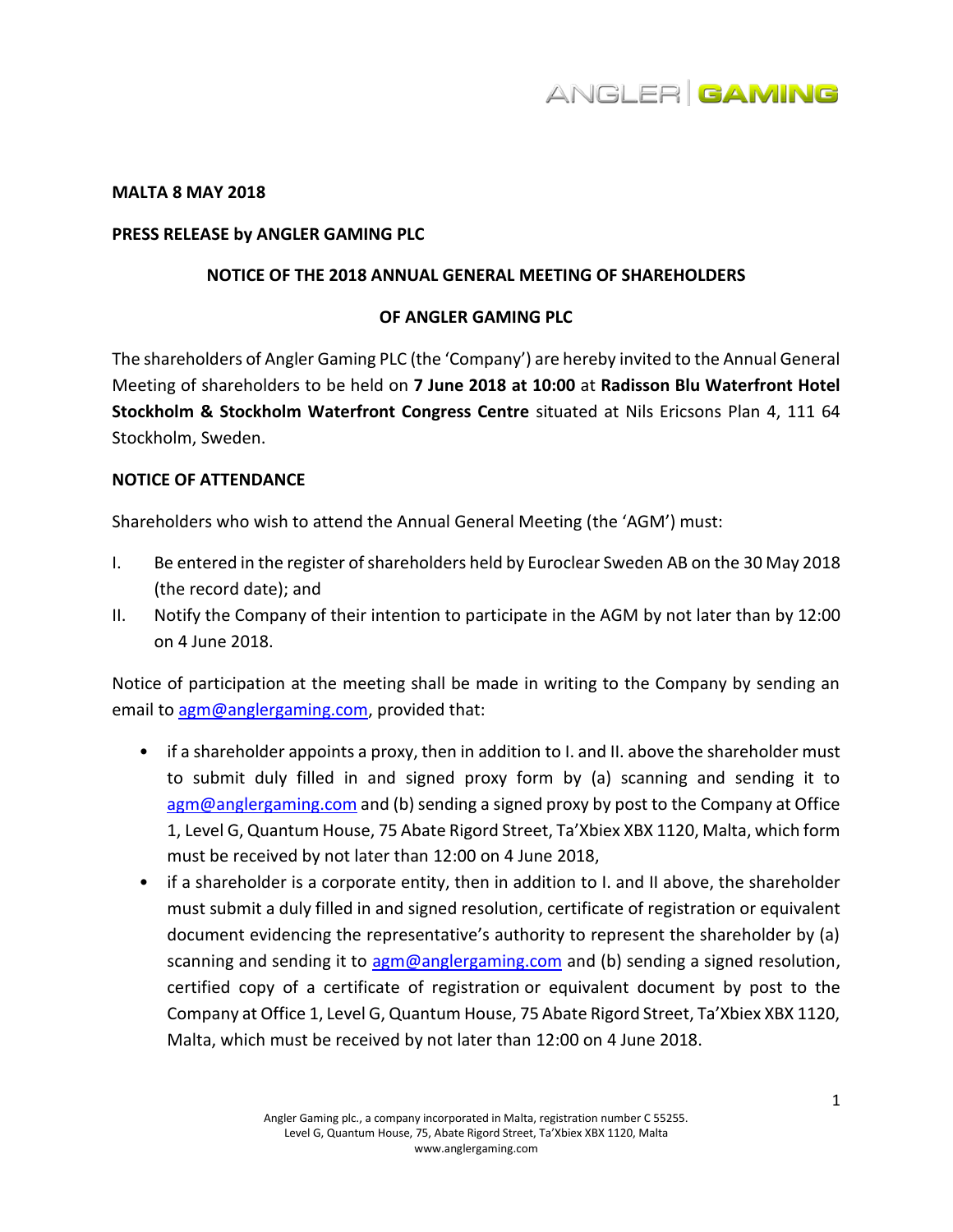**MALTA 8 MAY 2018**

**PRESS RELEASE by ANGLER GAMING PLC**

## NOTICE OF THE 2018 ANNUAL GENERAL MEETING OF SHAREHOLDERS

## OF ANGLER GAMING PLC

The shareholders of Angler Gaming PLC (the 'Company') are hereby invited to the Annual General Meeting of shareholders to be held on **7 June 2018 at 10:00** at **Radisson Blu Waterfront Hotel Stockholm & Stockholm Waterfront Congress Centre** situated at Nils Ericsons Plan 4, 111 64 Stockholm, Sweden.

**NOTICE OF ATTENDANCE**

Shareholders who wish to attend the Annual General Meeting (the 'AGM') must:

I. Be entered in the register of shareholders held by Euroclear Sweden AB on the 30 May 2018 (the record date); and
II. Notify the Company of their intention to participate in the AGM by not later than by 12:00 on 4 June 2018.

Notice of participation at the meeting shall be made in writing to the Company by sending an email to agm@anglergaming.com, provided that:

- if a shareholder appoints a proxy, then in addition to I. and II. above the shareholder must to submit duly filled in and signed proxy form by (a) scanning and sending it to agm@anglergaming.com and (b) sending a signed proxy by post to the Company at Office 1, Level G, Quantum House, 75 Abate Rigord Street, Ta'Xbiex XBX 1120, Malta, which form must be received by not later than 12:00 on 4 June 2018,
- if a shareholder is a corporate entity, then in addition to I. and II above, the shareholder must submit a duly filled in and signed resolution, certificate of registration or equivalent document evidencing the representative's authority to represent the shareholder by (a) scanning and sending it to agm@anglergaming.com and (b) sending a signed resolution, certified copy of a certificate of registration or equivalent document by post to the Company at Office 1, Level G, Quantum House, 75 Abate Rigord Street, Ta'Xbiex XBX 1120, Malta, which must be received by not later than 12:00 on 4 June 2018.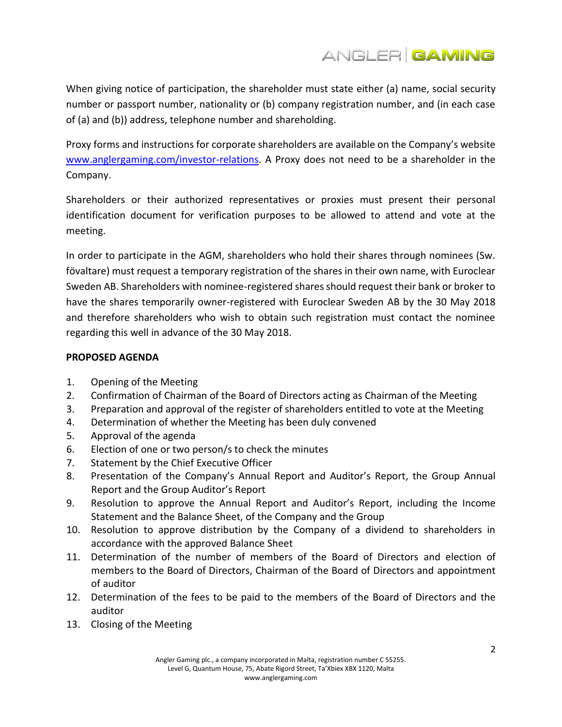When giving notice of participation, the shareholder must state either (a) name, social security number or passport number, nationality or (b) company registration number, and (in each case of (a) and (b)) address, telephone number and shareholding.

Proxy forms and instructions for corporate shareholders are available on the Company's website www.anglergaming.com/investor-relations. A Proxy does not need to be a shareholder in the Company.

Shareholders or their authorized representatives or proxies must present their personal identification document for verification purposes to be allowed to attend and vote at the meeting.

In order to participate in the AGM, shareholders who hold their shares through nominees (Sw. föförvaltare) must request a temporary registration of the shares in their own name, with Euroclear Sweden AB. Shareholders with nominee-registered shares should request their bank or broker to have the shares temporarily owner-registered with Euroclear Sweden AB by the 30 May 2018 and therefore shareholders who wish to obtain such registration must contact the nominee regarding this well in advance of the 30 May 2018.

**PROPOSED AGENDA**

1. Opening of the Meeting
2. Confirmation of Chairman of the Board of Directors acting as Chairman of the Meeting
3. Preparation and approval of the register of shareholders entitled to vote at the Meeting
4. Determination of whether the Meeting has been duly convened
5. Approval of the agenda
6. Election of one or two person/s to check the minutes
7. Statement by the Chief Executive Officer
8. Presentation of the Company's Annual Report and Auditor's Report, the Group Annual Report and the Group Auditor's Report
9. Resolution to approve the Annual Report and Auditor's Report, including the Income Statement and the Balance Sheet, of the Company and the Group
10. Resolution to approve distribution by the Company of a dividend to shareholders in accordance with the approved Balance Sheet
11. Determination of the number of members of the Board of Directors and election of members to the Board of Directors, Chairman of the Board of Directors and appointment of auditor
12. Determination of the fees to be paid to the members of the Board of Directors and the auditor
13. Closing of the Meeting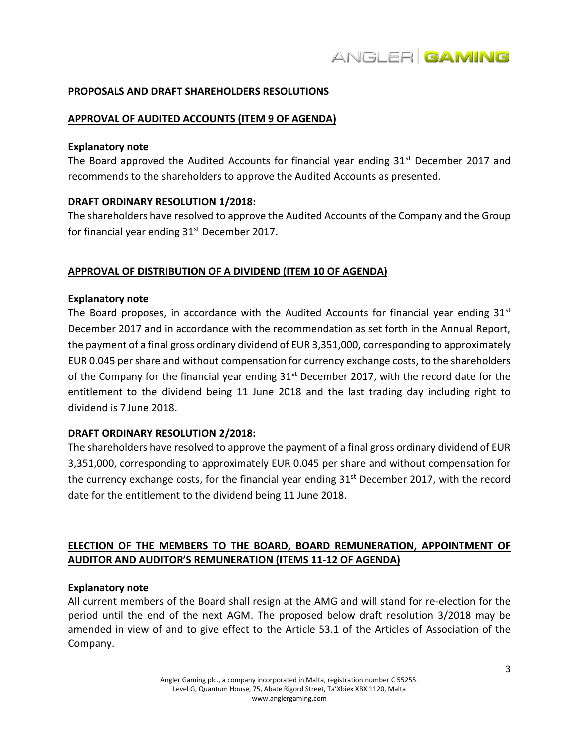**PROPOSALS AND DRAFT SHAREHOLDERS RESOLUTIONS**

**APPROVAL OF AUDITED ACCOUNTS (ITEM 9 OF AGENDA)**

**Explanatory note**

The Board approved the Audited Accounts for financial year ending 31st December 2017 and recommends to the shareholders to approve the Audited Accounts as presented.

**DRAFT ORDINARY RESOLUTION 1/2018:**

The shareholders have resolved to approve the Audited Accounts of the Company and the Group for financial year ending 31st December 2017.

**APPROVAL OF DISTRIBUTION OF A DIVIDEND (ITEM 10 OF AGENDA)**

**Explanatory note**

The Board proposes, in accordance with the Audited Accounts for financial year ending 31st December 2017 and in accordance with the recommendation as set forth in the Annual Report, the payment of a final gross ordinary dividend of EUR 3,351,000, corresponding to approximately EUR 0.045 per share and without compensation for currency exchange costs, to the shareholders of the Company for the financial year ending 31st December 2017, with the record date for the entitlement to the dividend being 11 June 2018 and the last trading day including right to dividend is 7 June 2018.

**DRAFT ORDINARY RESOLUTION 2/2018:**

The shareholders have resolved to approve the payment of a final gross ordinary dividend of EUR 3,351,000, corresponding to approximately EUR 0.045 per share and without compensation for the currency exchange costs, for the financial year ending 31st December 2017, with the record date for the entitlement to the dividend being 11 June 2018.

**ELECTION OF THE MEMBERS TO THE BOARD, BOARD REMUNERATION, APPOINTMENT OF AUDITOR AND AUDITOR'S REMUNERATION (ITEMS 11-12 OF AGENDA)**

**Explanatory note**

All current members of the Board shall resign at the AMG and will stand for re-election for the period until the end of the next AGM. The proposed below draft resolution 3/2018 may be amended in view of and to give effect to the Article 53.1 of the Articles of Association of the Company.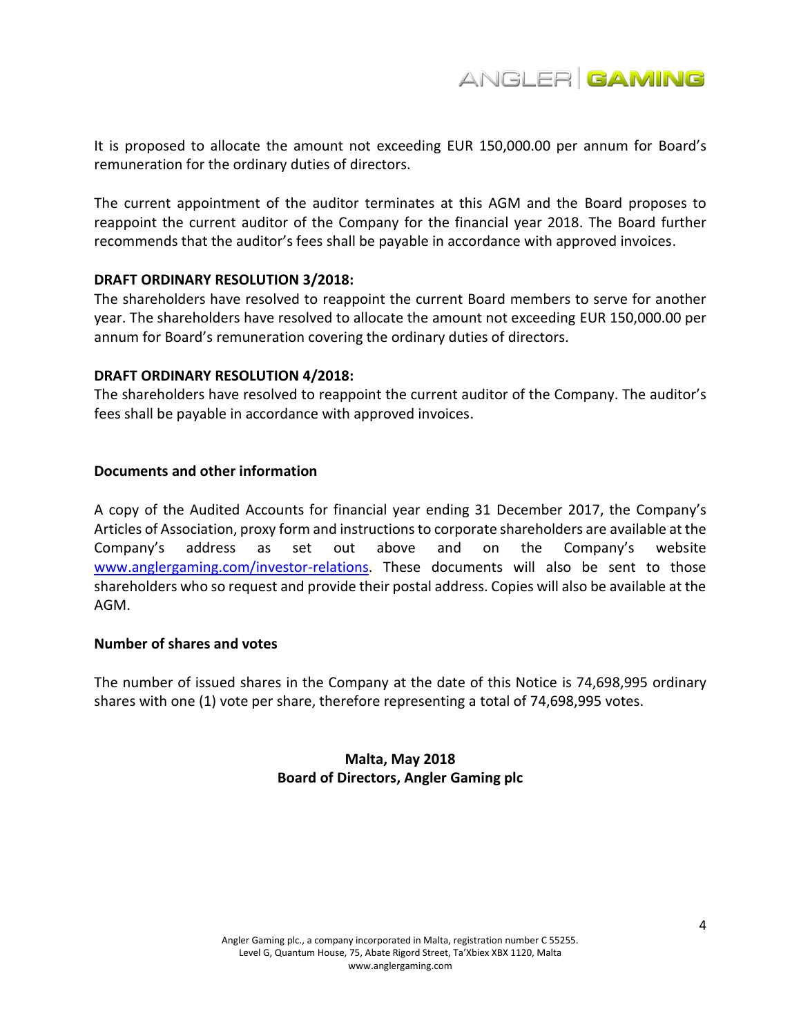It is proposed to allocate the amount not exceeding EUR 150,000.00 per annum for Board's remuneration for the ordinary duties of directors.

The current appointment of the auditor terminates at this AGM and the Board proposes to reappoint the current auditor of the Company for the financial year 2018. The Board further recommends that the auditor's fees shall be payable in accordance with approved invoices.

**DRAFT ORDINARY RESOLUTION 3/2018:**
The shareholders have resolved to reappoint the current Board members to serve for another year. The shareholders have resolved to allocate the amount not exceeding EUR 150,000.00 per annum for Board's remuneration covering the ordinary duties of directors.

**DRAFT ORDINARY RESOLUTION 4/2018:**
The shareholders have resolved to reappoint the current auditor of the Company. The auditor's fees shall be payable in accordance with approved invoices.

**Documents and other information**

A copy of the Audited Accounts for financial year ending 31 December 2017, the Company's Articles of Association, proxy form and instructions to corporate shareholders are available at the Company's address as set out above and on the Company's website [www.anglergaming.com/investor-relations](www.anglergaming.com/investor-relations). These documents will also be sent to those shareholders who so request and provide their postal address. Copies will also be available at the AGM.

**Number of shares and votes**

The number of issued shares in the Company at the date of this Notice is 74,698,995 ordinary shares with one (1) vote per share, therefore representing a total of 74,698,995 votes.

**Malta, May 2018**
**Board of Directors, Angler Gaming plc**

Angler Gaming plc., a company incorporated in Malta, registration number C 55255.
Level G, Quantum House, 75, Abate Rigord Street, Ta'Xbiex XBX 1120, Malta
www.anglergaming.com